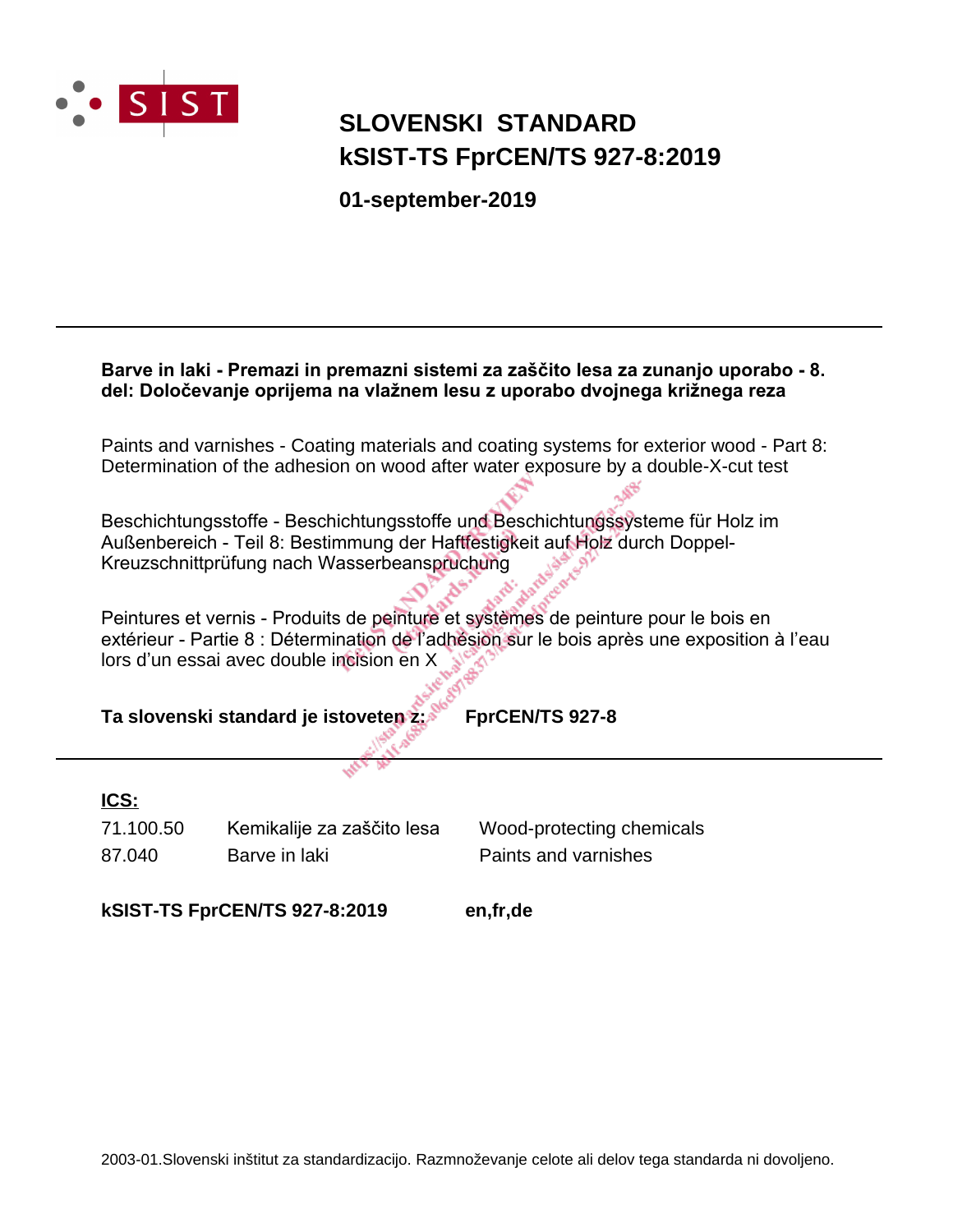SIST

# SLOVENSKI STANDARD
# kSIST-TS FprCEN/TS 927-8:2019

**01-september-2019**

---

**Barve in laki - Premazi in premazni sistemi za zaščito lesa za zunanjo uporabo - 8. del: Določevanje oprijema na vlažnem lesu z uporabo dvojnega križnega reza**

Paints and varnishes - Coating materials and coating systems for exterior wood - Part 8: Determination of the adhesion on wood after water exposure by a double-X-cut test

Beschichtungsstoffe - Beschichtungsstoffe und Beschichtungssysteme für Holz im Außenbereich - Teil 8: Bestimmung der Haftfestigkeit auf Holz durch Doppel-Kreuzschnittprüfung nach Wasserbeanspruchung

Peintures et vernis - Produits de peinture et systèmes de peinture pour le bois en extérieur - Partie 8 : Détermination de l'adhésion sur le bois après une exposition à l'eau lors d'un essai avec double incision en X

**Ta slovenski standard je istoveten z:** **FprCEN/TS 927-8**

---

**ICS:**

| | | |
|---|---|---|
| 71.100.50 | Kemikalije za zaščito lesa | Wood-protecting chemicals |
| 87.040 | Barve in laki | Paints and varnishes |

**kSIST-TS FprCEN/TS 927-8:2019** **en,fr,de**

2003-01.Slovenski inštitut za standardizacijo. Razmnoževanje celote ali delov tega standarda ni dovoljeno.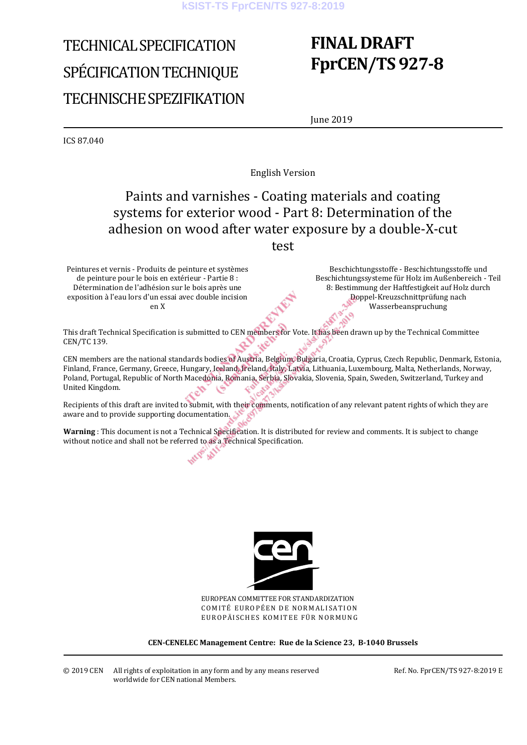TECHNICAL SPECIFICATION

SPÉCIFICATION TECHNIQUE

TECHNISCHE SPEZIFIKATION

# FINAL DRAFT
# FprCEN/TS 927-8

June 2019

ICS 87.040

English Version

## Paints and varnishes - Coating materials and coating systems for exterior wood - Part 8: Determination of the adhesion on wood after water exposure by a double-X-cut test

Peintures et vernis - Produits de peinture et systèmes de peinture pour le bois en extérieur - Partie 8 : Détermination de l'adhésion sur le bois après une exposition à l'eau lors d'un essai avec double incision en X

Beschichtungsstoffe - Beschichtungsstoffe und Beschichtungssysteme für Holz im Außenbereich - Teil 8: Bestimmung der Haftfestigkeit auf Holz durch Doppel-Kreuzschnittprüfung nach Wasserbeanspruchung

This draft Technical Specification is submitted to CEN members for Vote. It has been drawn up by the Technical Committee CEN/TC 139.

CEN members are the national standards bodies of Austria, Belgium, Bulgaria, Croatia, Cyprus, Czech Republic, Denmark, Estonia, Finland, France, Germany, Greece, Hungary, Iceland, Ireland, Italy, Latvia, Lithuania, Luxembourg, Malta, Netherlands, Norway, Poland, Portugal, Republic of North Macedonia, Romania, Serbia, Slovakia, Slovenia, Spain, Sweden, Switzerland, Turkey and United Kingdom.

Recipients of this draft are invited to submit, with their comments, notification of any relevant patent rights of which they are aware and to provide supporting documentation.

**Warning** : This document is not a Technical Specification. It is distributed for review and comments. It is subject to change without notice and shall not be referred to as a Technical Specification.

EUROPEAN COMMITTEE FOR STANDARDIZATION
COMITÉ EUROPÉEN DE NORMALISATION
EUROPÄISCHES KOMITEE FÜR NORMUNG

**CEN-CENELEC Management Centre: Rue de la Science 23, B-1040 Brussels**

© 2019 CEN All rights of exploitation in any form and by any means reserved worldwide for CEN national Members.

Ref. No. FprCEN/TS 927-8:2019 E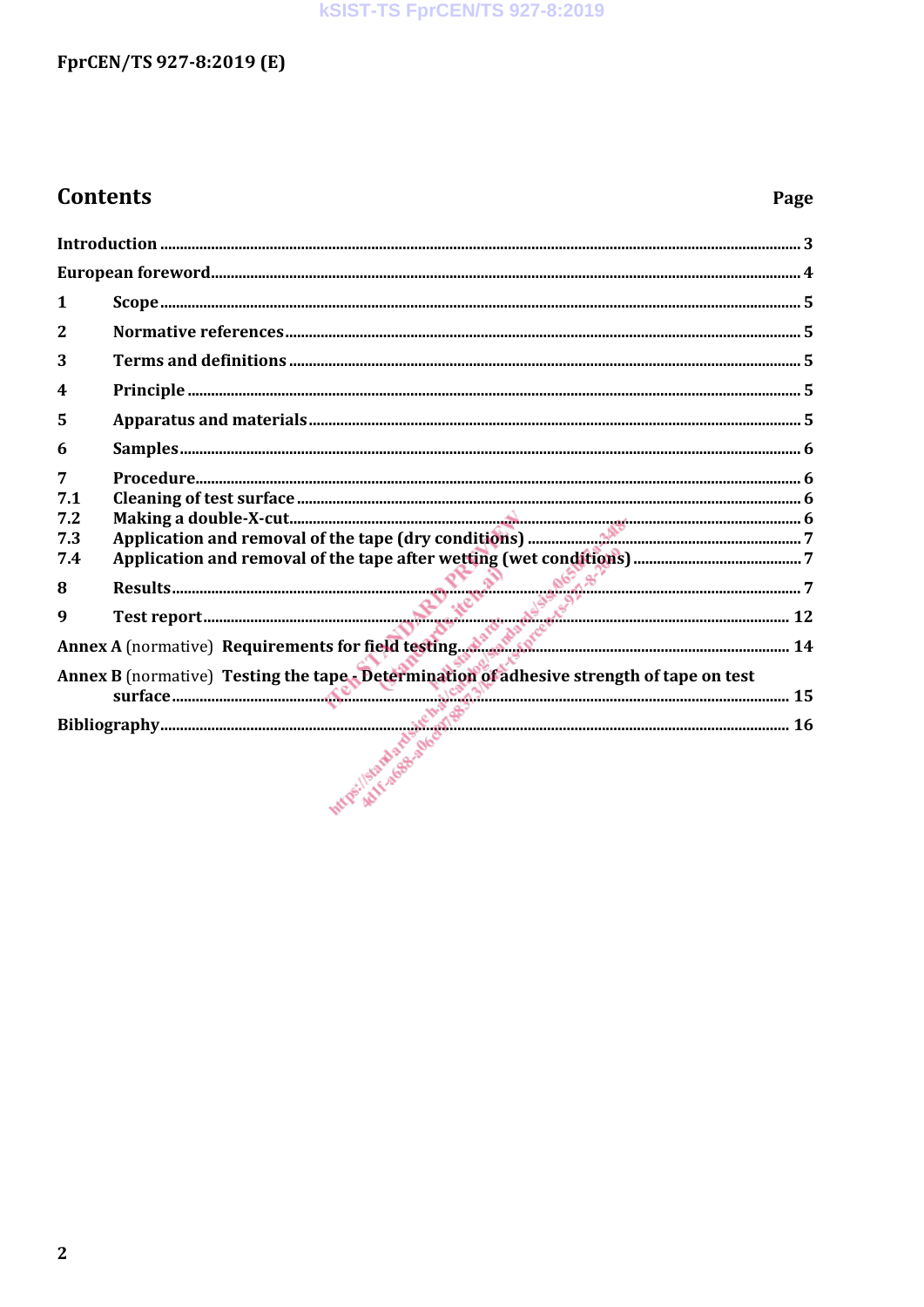# Contents

Page

| | | |
|---|---|---|
| Introduction | | 3 |
| European foreword | | 4 |
| 1 | Scope | 5 |
| 2 | Normative references | 5 |
| 3 | Terms and definitions | 5 |
| 4 | Principle | 5 |
| 5 | Apparatus and materials | 5 |
| 6 | Samples | 6 |
| 7 | Procedure | 6 |
| 7.1 | Cleaning of test surface | 6 |
| 7.2 | Making a double-X-cut | 6 |
| 7.3 | Application and removal of the tape (dry conditions) | 7 |
| 7.4 | Application and removal of the tape after wetting (wet conditions) | 7 |
| 8 | Results | 7 |
| 9 | Test report | 12 |
| Annex A (normative) Requirements for field testing | | 14 |
| Annex B (normative) Testing the tape - Determination of adhesive strength of tape on test surface | | 15 |
| Bibliography | | 16 |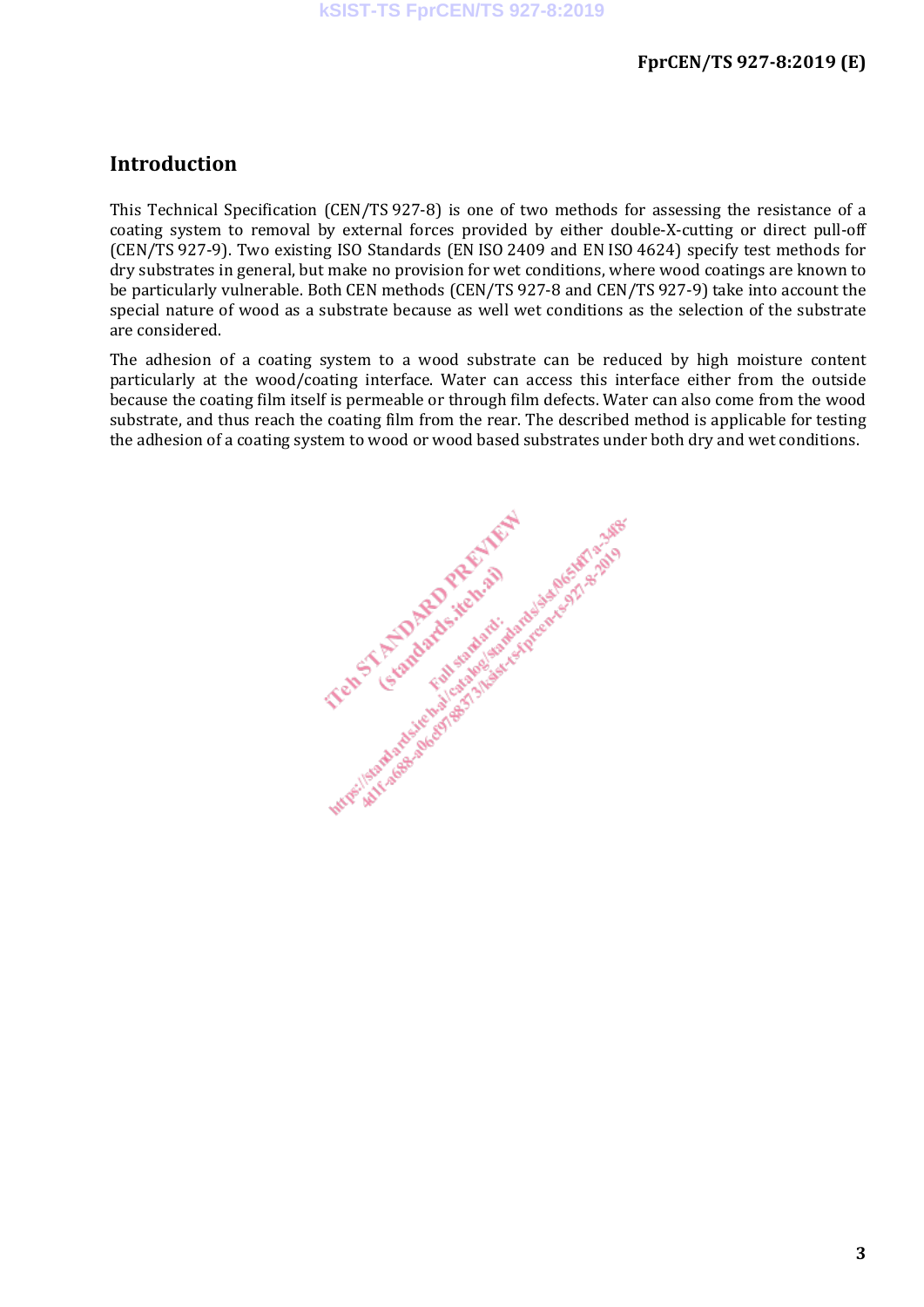# Introduction

This Technical Specification (CEN/TS 927-8) is one of two methods for assessing the resistance of a coating system to removal by external forces provided by either double-X-cutting or direct pull-off (CEN/TS 927-9). Two existing ISO Standards (EN ISO 2409 and EN ISO 4624) specify test methods for dry substrates in general, but make no provision for wet conditions, where wood coatings are known to be particularly vulnerable. Both CEN methods (CEN/TS 927-8 and CEN/TS 927-9) take into account the special nature of wood as a substrate because as well wet conditions as the selection of the substrate are considered.

The adhesion of a coating system to a wood substrate can be reduced by high moisture content particularly at the wood/coating interface. Water can access this interface either from the outside because the coating film itself is permeable or through film defects. Water can also come from the wood substrate, and thus reach the coating film from the rear. The described method is applicable for testing the adhesion of a coating system to wood or wood based substrates under both dry and wet conditions.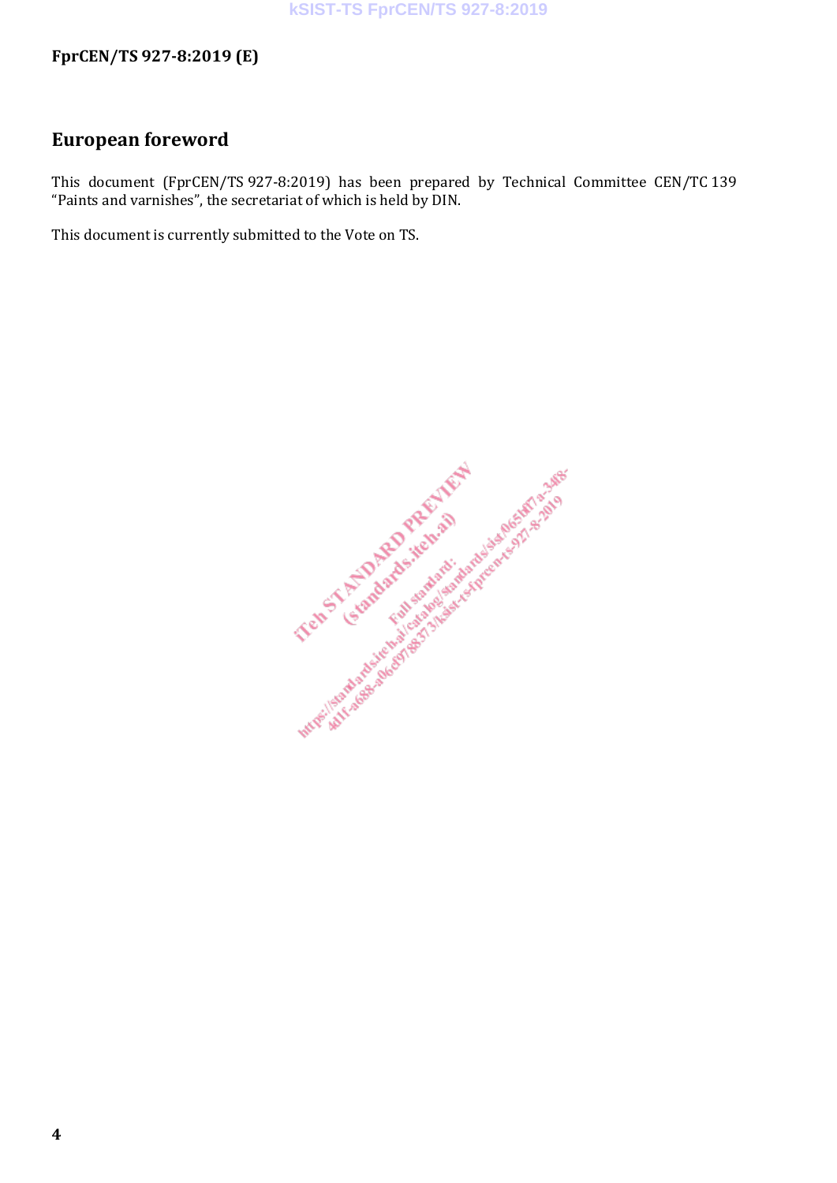# European foreword

This document (FprCEN/TS 927-8:2019) has been prepared by Technical Committee CEN/TC 139 "Paints and varnishes", the secretariat of which is held by DIN.

This document is currently submitted to the Vote on TS.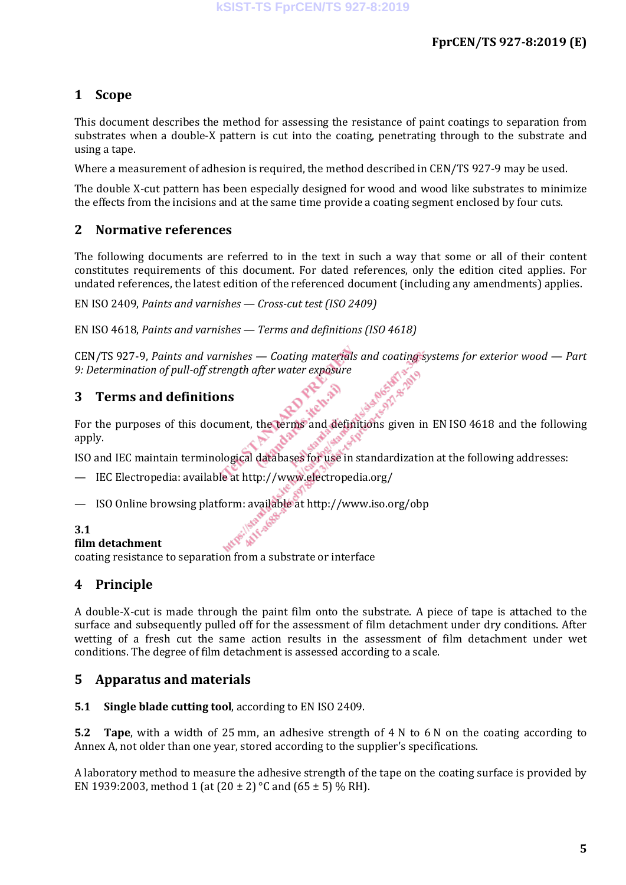## 1 Scope

This document describes the method for assessing the resistance of paint coatings to separation from substrates when a double-X pattern is cut into the coating, penetrating through to the substrate and using a tape.

Where a measurement of adhesion is required, the method described in CEN/TS 927-9 may be used.

The double X-cut pattern has been especially designed for wood and wood like substrates to minimize the effects from the incisions and at the same time provide a coating segment enclosed by four cuts.

## 2 Normative references

The following documents are referred to in the text in such a way that some or all of their content constitutes requirements of this document. For dated references, only the edition cited applies. For undated references, the latest edition of the referenced document (including any amendments) applies.

EN ISO 2409, *Paints and varnishes — Cross-cut test (ISO 2409)*

EN ISO 4618, *Paints and varnishes — Terms and definitions (ISO 4618)*

CEN/TS 927-9, *Paints and varnishes — Coating materials and coating systems for exterior wood — Part 9: Determination of pull-off strength after water exposure*

## 3 Terms and definitions

For the purposes of this document, the terms and definitions given in EN ISO 4618 and the following apply.

ISO and IEC maintain terminological databases for use in standardization at the following addresses:

— IEC Electropedia: available at http://www.electropedia.org/

— ISO Online browsing platform: available at http://www.iso.org/obp

**3.1**
**film detachment**
coating resistance to separation from a substrate or interface

## 4 Principle

A double-X-cut is made through the paint film onto the substrate. A piece of tape is attached to the surface and subsequently pulled off for the assessment of film detachment under dry conditions. After wetting of a fresh cut the same action results in the assessment of film detachment under wet conditions. The degree of film detachment is assessed according to a scale.

## 5 Apparatus and materials

**5.1 Single blade cutting tool**, according to EN ISO 2409.

**5.2 Tape**, with a width of 25 mm, an adhesive strength of 4 N to 6 N on the coating according to Annex A, not older than one year, stored according to the supplier's specifications.

A laboratory method to measure the adhesive strength of the tape on the coating surface is provided by EN 1939:2003, method 1 (at (20 ± 2) °C and (65 ± 5) % RH).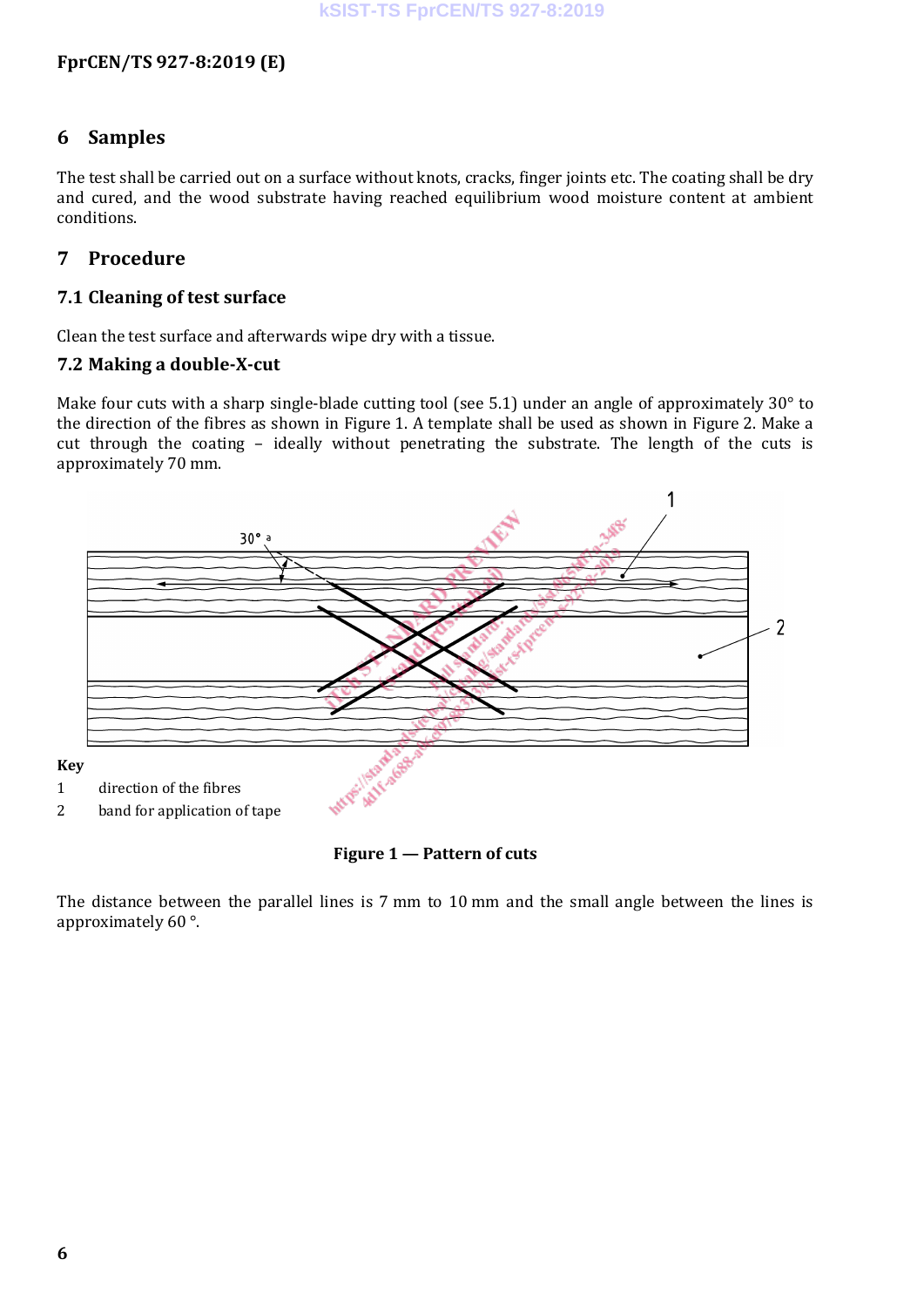## 6 Samples

The test shall be carried out on a surface without knots, cracks, finger joints etc. The coating shall be dry and cured, and the wood substrate having reached equilibrium wood moisture content at ambient conditions.

## 7 Procedure

### 7.1 Cleaning of test surface

Clean the test surface and afterwards wipe dry with a tissue.

### 7.2 Making a double-X-cut

Make four cuts with a sharp single-blade cutting tool (see 5.1) under an angle of approximately 30° to the direction of the fibres as shown in Figure 1. A template shall be used as shown in Figure 2. Make a cut through the coating – ideally without penetrating the substrate. The length of the cuts is approximately 70 mm.

**Key**

1 direction of the fibres

2 band for application of tape

**Figure 1 — Pattern of cuts**

The distance between the parallel lines is 7 mm to 10 mm and the small angle between the lines is approximately 60 °.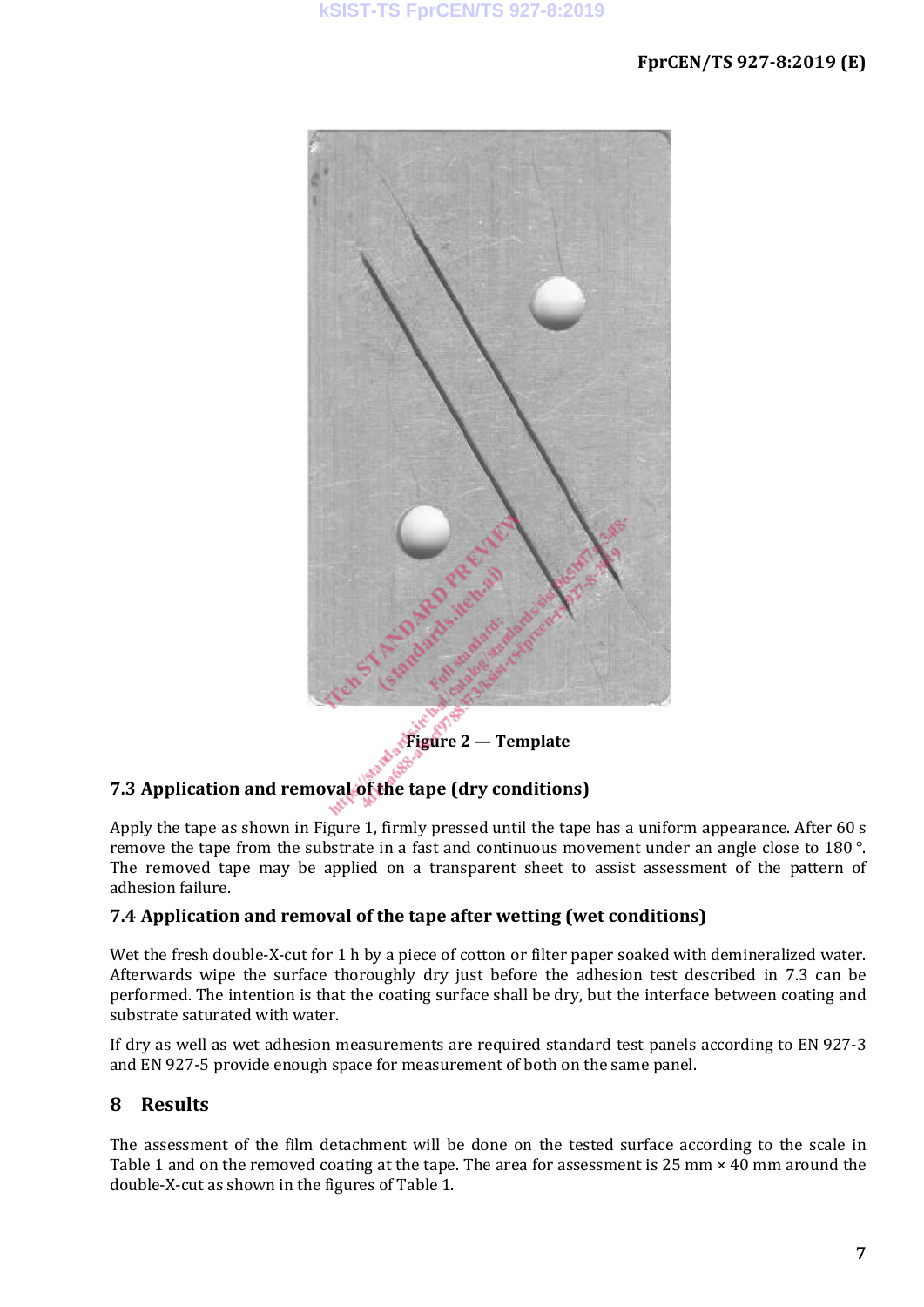Figure 2 — Template

### 7.3 Application and removal of the tape (dry conditions)

Apply the tape as shown in Figure 1, firmly pressed until the tape has a uniform appearance. After 60 s remove the tape from the substrate in a fast and continuous movement under an angle close to 180 °. The removed tape may be applied on a transparent sheet to assist assessment of the pattern of adhesion failure.

### 7.4 Application and removal of the tape after wetting (wet conditions)

Wet the fresh double-X-cut for 1 h by a piece of cotton or filter paper soaked with demineralized water. Afterwards wipe the surface thoroughly dry just before the adhesion test described in 7.3 can be performed. The intention is that the coating surface shall be dry, but the interface between coating and substrate saturated with water.

If dry as well as wet adhesion measurements are required standard test panels according to EN 927-3 and EN 927-5 provide enough space for measurement of both on the same panel.

## 8 Results

The assessment of the film detachment will be done on the tested surface according to the scale in Table 1 and on the removed coating at the tape. The area for assessment is 25 mm × 40 mm around the double-X-cut as shown in the figures of Table 1.